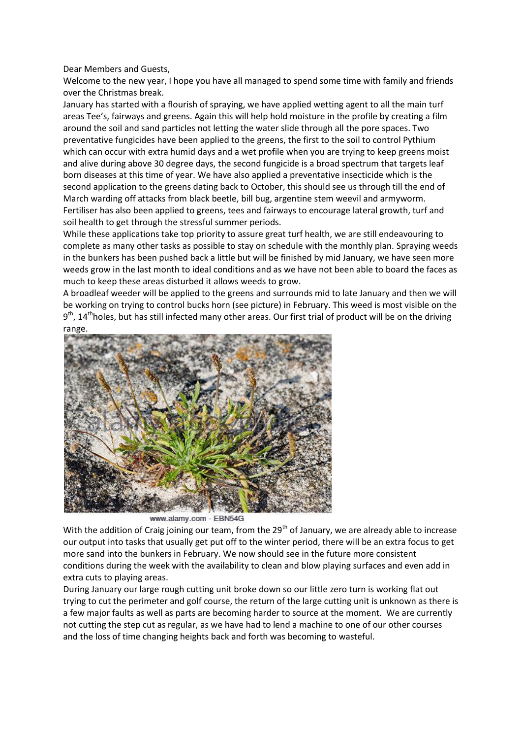Dear Members and Guests,

Welcome to the new year, I hope you have all managed to spend some time with family and friends over the Christmas break.

January has started with a flourish of spraying, we have applied wetting agent to all the main turf areas Tee's, fairways and greens. Again this will help hold moisture in the profile by creating a film around the soil and sand particles not letting the water slide through all the pore spaces. Two preventative fungicides have been applied to the greens, the first to the soil to control Pythium which can occur with extra humid days and a wet profile when you are trying to keep greens moist and alive during above 30 degree days, the second fungicide is a broad spectrum that targets leaf born diseases at this time of year. We have also applied a preventative insecticide which is the second application to the greens dating back to October, this should see us through till the end of March warding off attacks from black beetle, bill bug, argentine stem weevil and armyworm. Fertiliser has also been applied to greens, tees and fairways to encourage lateral growth, turf and soil health to get through the stressful summer periods.

While these applications take top priority to assure great turf health, we are still endeavouring to complete as many other tasks as possible to stay on schedule with the monthly plan. Spraying weeds in the bunkers has been pushed back a little but will be finished by mid January, we have seen more weeds grow in the last month to ideal conditions and as we have not been able to board the faces as much to keep these areas disturbed it allows weeds to grow.

A broadleaf weeder will be applied to the greens and surrounds mid to late January and then we will be working on trying to control bucks horn (see picture) in February. This weed is most visible on the 9th, 14th holes, but has still infected many other areas. Our first trial of product will be on the driving range.

www.alamy.com - EBN54G

With the addition of Craig joining our team, from the 29th of January, we are already able to increase our output into tasks that usually get put off to the winter period, there will be an extra focus to get more sand into the bunkers in February. We now should see in the future more consistent conditions during the week with the availability to clean and blow playing surfaces and even add in extra cuts to playing areas.

During January our large rough cutting unit broke down so our little zero turn is working flat out trying to cut the perimeter and golf course, the return of the large cutting unit is unknown as there is a few major faults as well as parts are becoming harder to source at the moment. We are currently not cutting the step cut as regular, as we have had to lend a machine to one of our other courses and the loss of time changing heights back and forth was becoming to wasteful.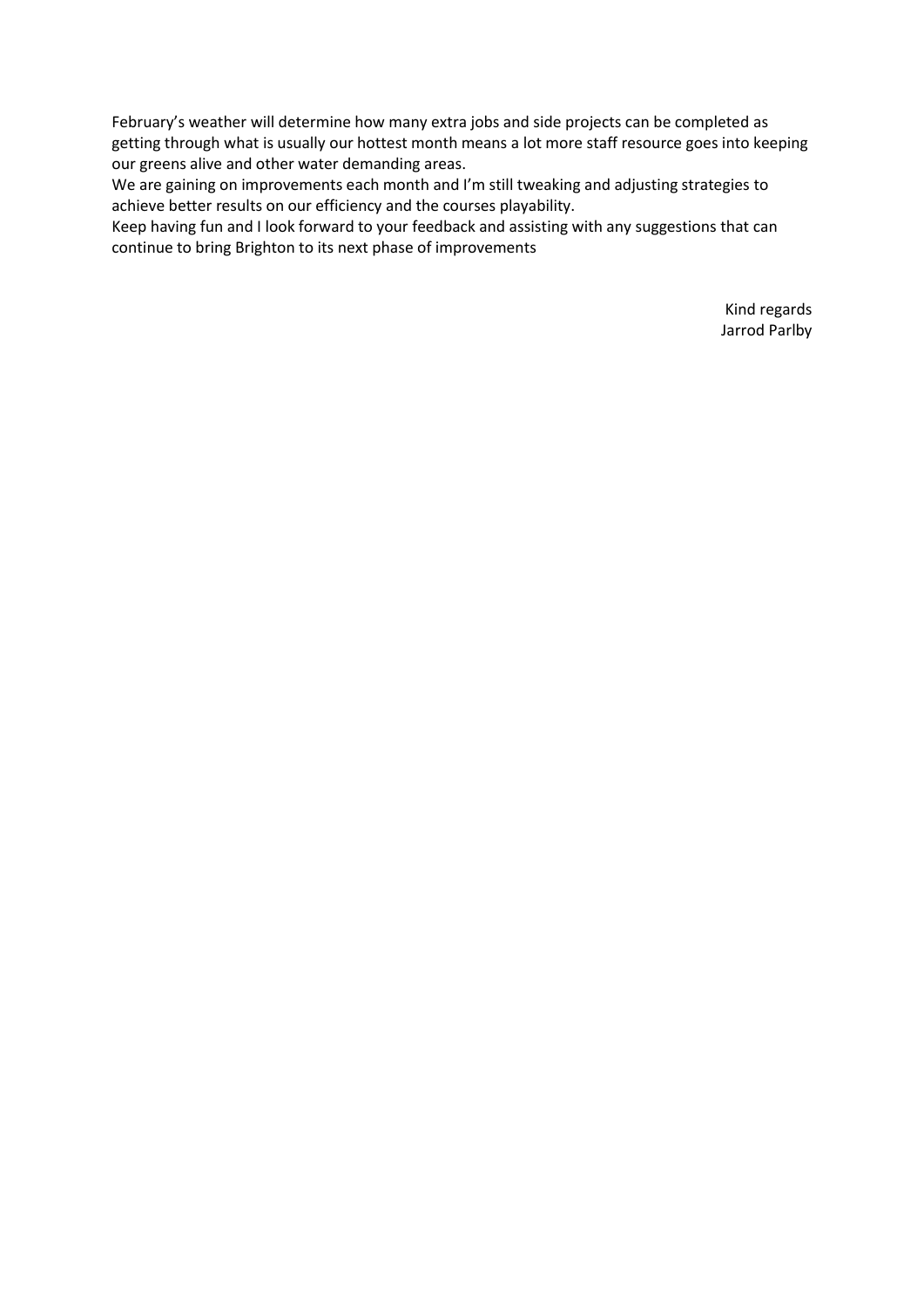February's weather will determine how many extra jobs and side projects can be completed as getting through what is usually our hottest month means a lot more staff resource goes into keeping our greens alive and other water demanding areas.
We are gaining on improvements each month and I'm still tweaking and adjusting strategies to achieve better results on our efficiency and the courses playability.
Keep having fun and I look forward to your feedback and assisting with any suggestions that can continue to bring Brighton to its next phase of improvements

Kind regards
Jarrod Parlby